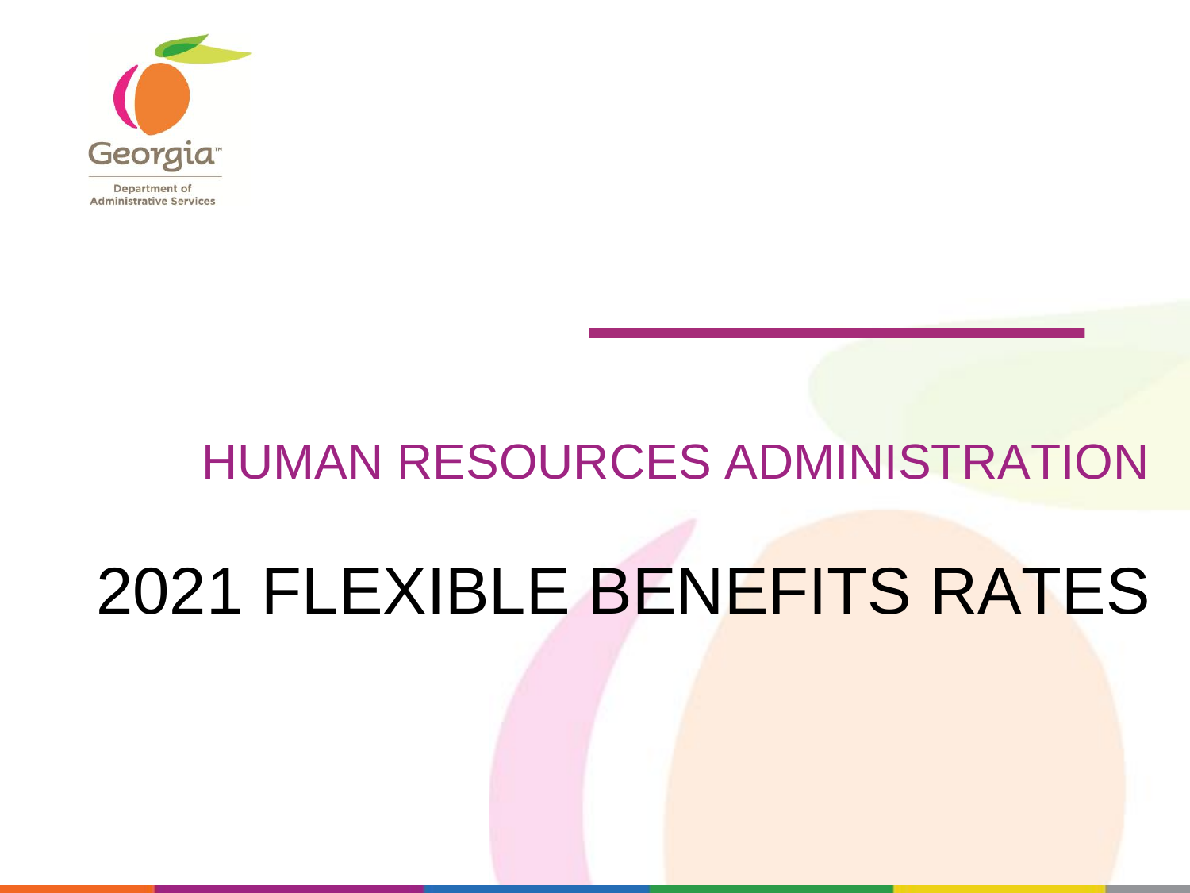Georgia

Department of Administrative Services

## HUMAN RESOURCES ADMINISTRATION

# 2021 FLEXIBLE BENEFITS RATES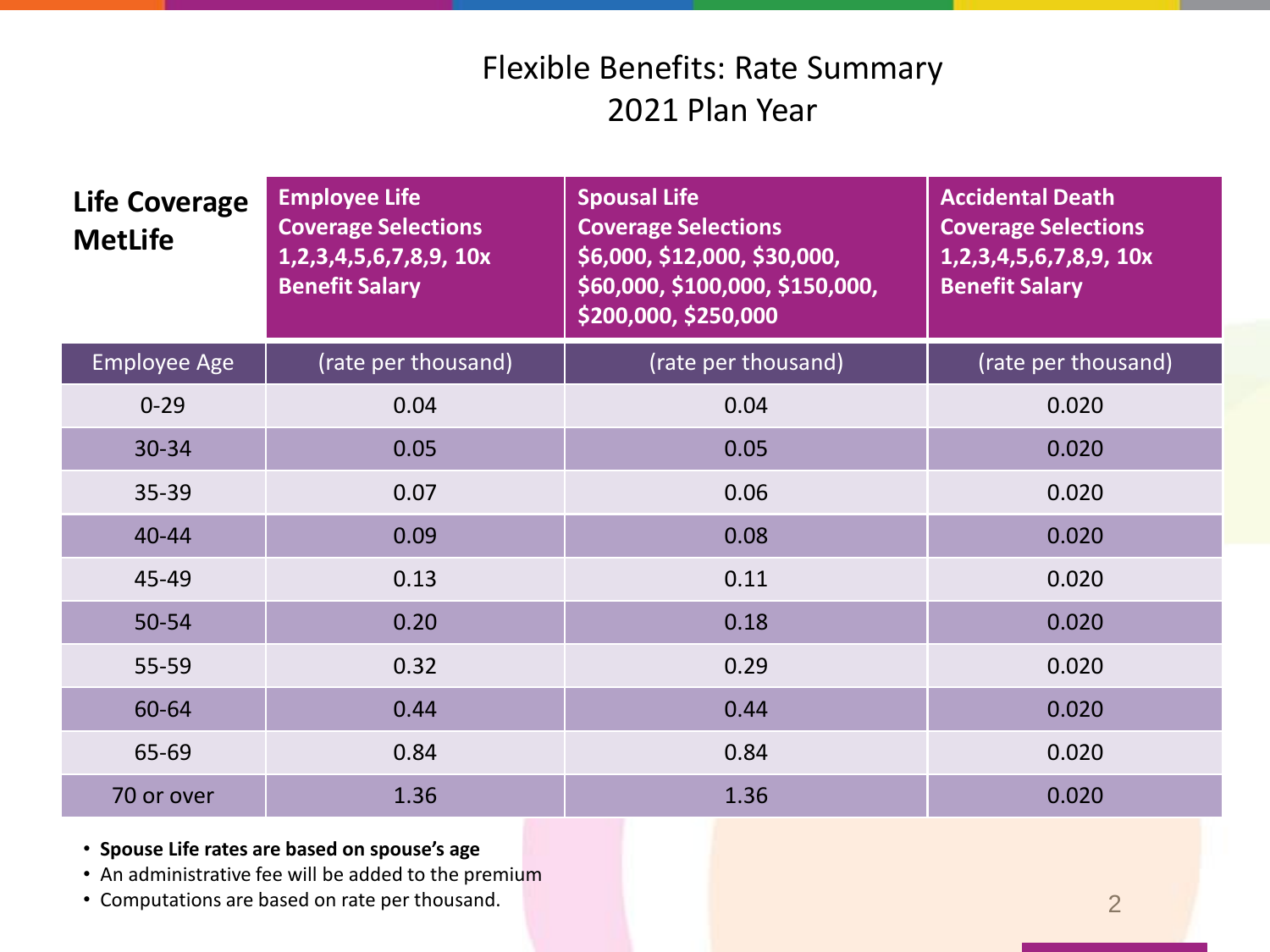# Flexible Benefits: Rate Summary
## 2021 Plan Year

| **Life Coverage MetLife** | **Employee Life Coverage Selections 1,2,3,4,5,6,7,8,9, 10x Benefit Salary** | **Spousal Life Coverage Selections $6,000, $12,000, $30,000, $60,000, $100,000, $150,000, $200,000, $250,000** | **Accidental Death Coverage Selections 1,2,3,4,5,6,7,8,9, 10x Benefit Salary** |
|---|---|---|---|
| Employee Age | (rate per thousand) | (rate per thousand) | (rate per thousand) |
| 0-29 | 0.04 | 0.04 | 0.020 |
| 30-34 | 0.05 | 0.05 | 0.020 |
| 35-39 | 0.07 | 0.06 | 0.020 |
| 40-44 | 0.09 | 0.08 | 0.020 |
| 45-49 | 0.13 | 0.11 | 0.020 |
| 50-54 | 0.20 | 0.18 | 0.020 |
| 55-59 | 0.32 | 0.29 | 0.020 |
| 60-64 | 0.44 | 0.44 | 0.020 |
| 65-69 | 0.84 | 0.84 | 0.020 |
| 70 or over | 1.36 | 1.36 | 0.020 |

- **Spouse Life rates are based on spouse's age**
- An administrative fee will be added to the premium
- Computations are based on rate per thousand.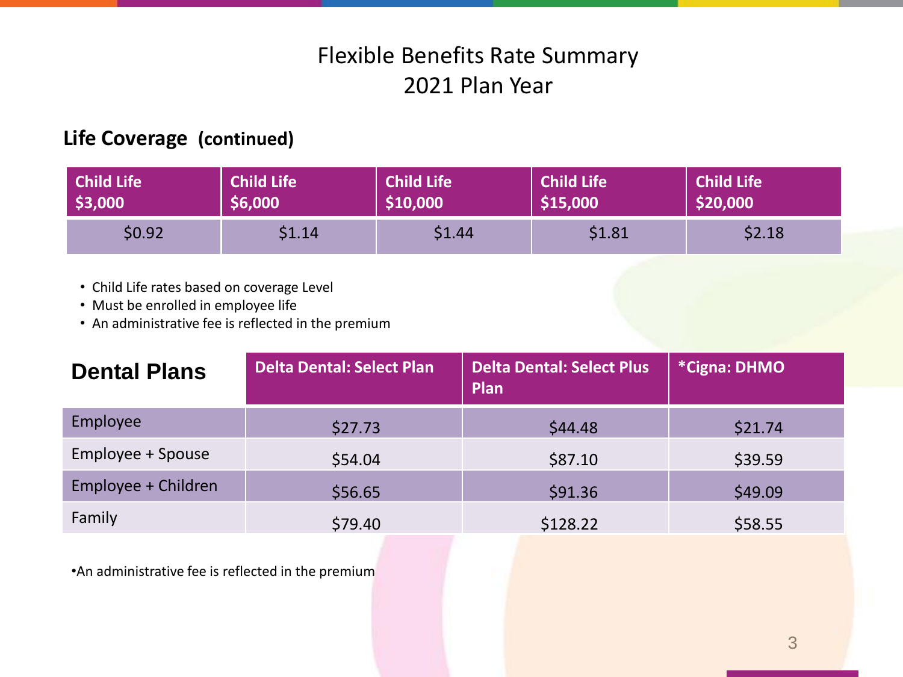# Flexible Benefits Rate Summary
# 2021 Plan Year

## Life Coverage (continued)

| Child Life $3,000 | Child Life $6,000 | Child Life $10,000 | Child Life $15,000 | Child Life $20,000 |
|---|---|---|---|---|
| $0.92 | $1.14 | $1.44 | $1.81 | $2.18 |

- Child Life rates based on coverage Level
- Must be enrolled in employee life
- An administrative fee is reflected in the premium

| Dental Plans | Delta Dental: Select Plan | Delta Dental: Select Plus Plan | *Cigna: DHMO |
|---|---|---|---|
| Employee | $27.73 | $44.48 | $21.74 |
| Employee + Spouse | $54.04 | $87.10 | $39.59 |
| Employee + Children | $56.65 | $91.36 | $49.09 |
| Family | $79.40 | $128.22 | $58.55 |

•An administrative fee is reflected in the premium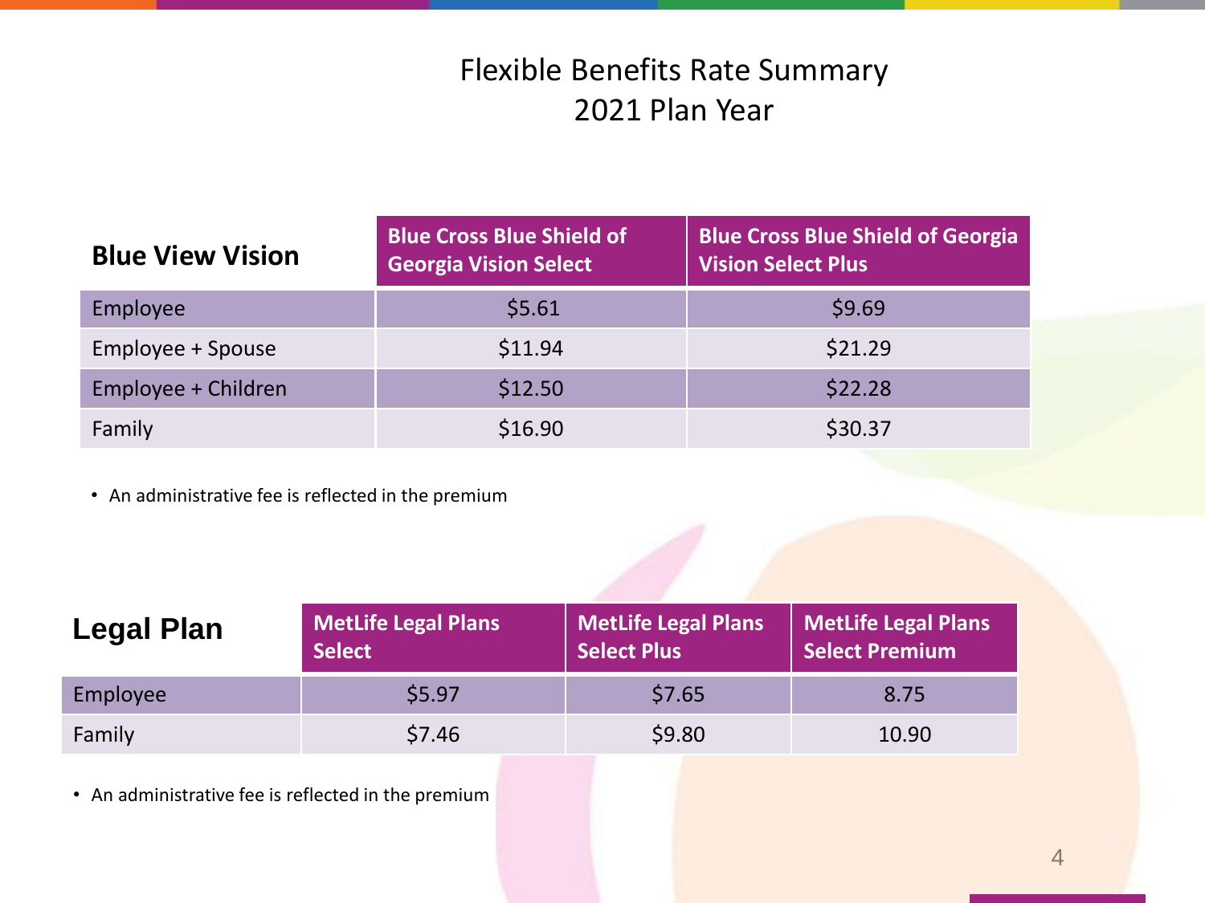# Flexible Benefits Rate Summary
# 2021 Plan Year

| Blue View Vision | Blue Cross Blue Shield of Georgia Vision Select | Blue Cross Blue Shield of Georgia Vision Select Plus |
|---|---|---|
| Employee | $5.61 | $9.69 |
| Employee + Spouse | $11.94 | $21.29 |
| Employee + Children | $12.50 | $22.28 |
| Family | $16.90 | $30.37 |

- An administrative fee is reflected in the premium

| Legal Plan | MetLife Legal Plans Select | MetLife Legal Plans Select Plus | MetLife Legal Plans Select Premium |
|---|---|---|---|
| Employee | $5.97 | $7.65 | 8.75 |
| Family | $7.46 | $9.80 | 10.90 |

- An administrative fee is reflected in the premium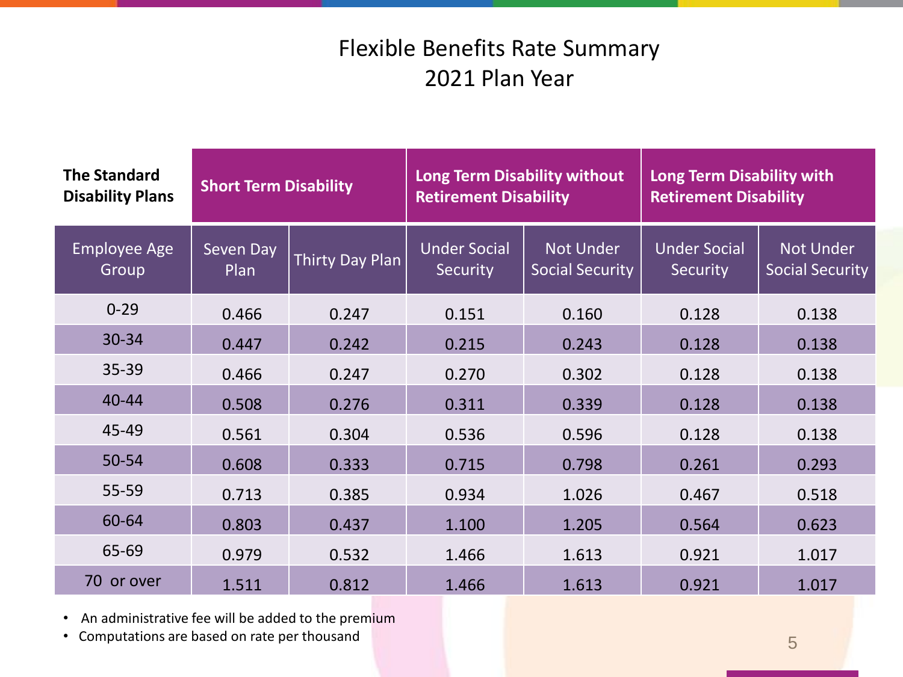# Flexible Benefits Rate Summary
## 2021 Plan Year

| **The Standard Disability Plans** | **Short Term Disability** | | **Long Term Disability without Retirement Disability** | | **Long Term Disability with Retirement Disability** | |
|---|---|---|---|---|---|---|
| Employee Age Group | Seven Day Plan | Thirty Day Plan | Under Social Security | Not Under Social Security | Under Social Security | Not Under Social Security |
| 0-29 | 0.466 | 0.247 | 0.151 | 0.160 | 0.128 | 0.138 |
| 30-34 | 0.447 | 0.242 | 0.215 | 0.243 | 0.128 | 0.138 |
| 35-39 | 0.466 | 0.247 | 0.270 | 0.302 | 0.128 | 0.138 |
| 40-44 | 0.508 | 0.276 | 0.311 | 0.339 | 0.128 | 0.138 |
| 45-49 | 0.561 | 0.304 | 0.536 | 0.596 | 0.128 | 0.138 |
| 50-54 | 0.608 | 0.333 | 0.715 | 0.798 | 0.261 | 0.293 |
| 55-59 | 0.713 | 0.385 | 0.934 | 1.026 | 0.467 | 0.518 |
| 60-64 | 0.803 | 0.437 | 1.100 | 1.205 | 0.564 | 0.623 |
| 65-69 | 0.979 | 0.532 | 1.466 | 1.613 | 0.921 | 1.017 |
| 70 or over | 1.511 | 0.812 | 1.466 | 1.613 | 0.921 | 1.017 |

- An administrative fee will be added to the premium
- Computations are based on rate per thousand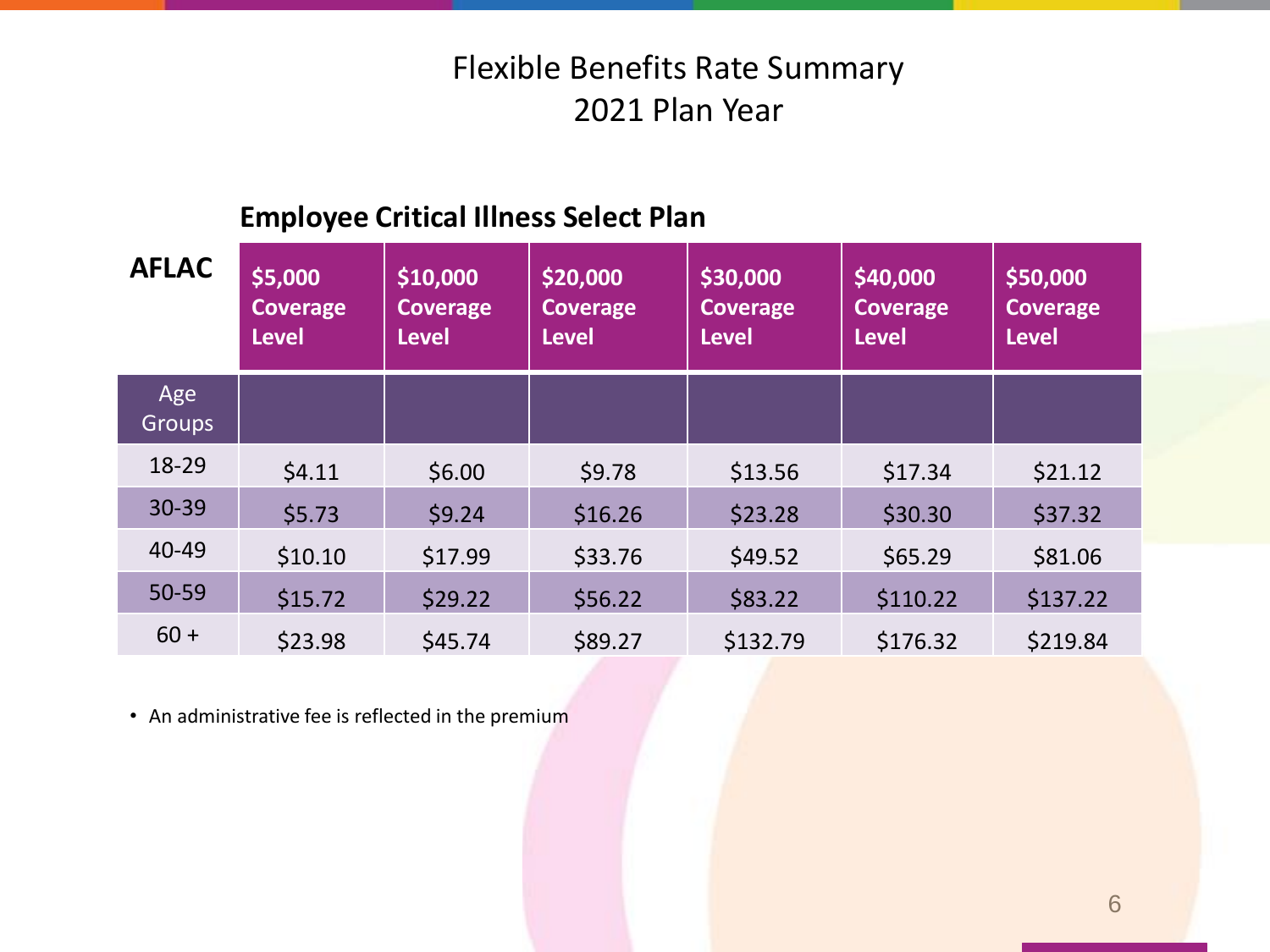# Flexible Benefits Rate Summary
# 2021 Plan Year

## Employee Critical Illness Select Plan

| AFLAC | $5,000 Coverage Level | $10,000 Coverage Level | $20,000 Coverage Level | $30,000 Coverage Level | $40,000 Coverage Level | $50,000 Coverage Level |
|---|---|---|---|---|---|---|
| Age Groups | | | | | | |
| 18-29 | $4.11 | $6.00 | $9.78 | $13.56 | $17.34 | $21.12 |
| 30-39 | $5.73 | $9.24 | $16.26 | $23.28 | $30.30 | $37.32 |
| 40-49 | $10.10 | $17.99 | $33.76 | $49.52 | $65.29 | $81.06 |
| 50-59 | $15.72 | $29.22 | $56.22 | $83.22 | $110.22 | $137.22 |
| 60 + | $23.98 | $45.74 | $89.27 | $132.79 | $176.32 | $219.84 |

- An administrative fee is reflected in the premium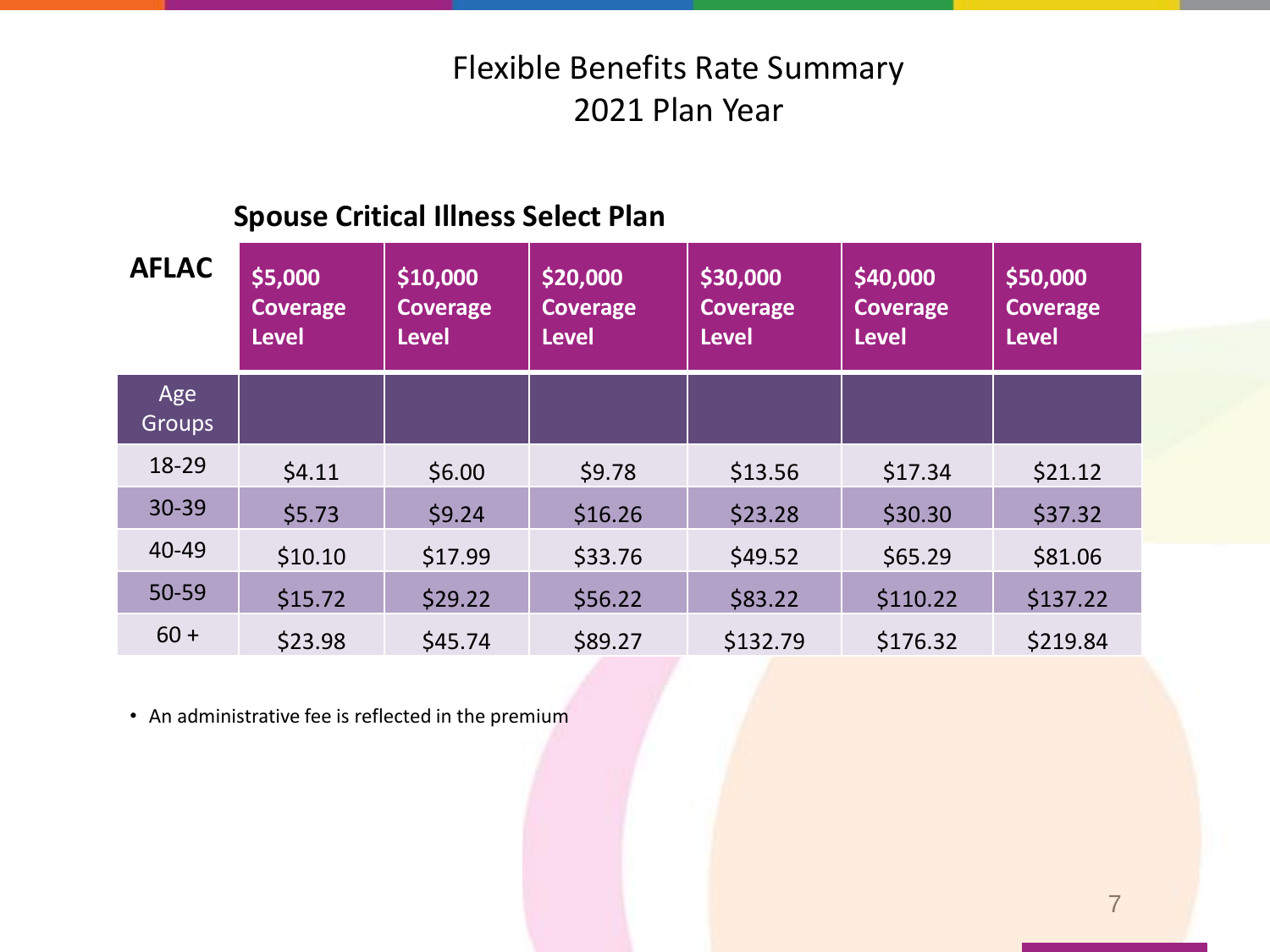# Flexible Benefits Rate Summary
## 2021 Plan Year

### Spouse Critical Illness Select Plan

| AFLAC | $5,000 Coverage Level | $10,000 Coverage Level | $20,000 Coverage Level | $30,000 Coverage Level | $40,000 Coverage Level | $50,000 Coverage Level |
|---|---|---|---|---|---|---|
| Age Groups | | | | | | |
| 18-29 | $4.11 | $6.00 | $9.78 | $13.56 | $17.34 | $21.12 |
| 30-39 | $5.73 | $9.24 | $16.26 | $23.28 | $30.30 | $37.32 |
| 40-49 | $10.10 | $17.99 | $33.76 | $49.52 | $65.29 | $81.06 |
| 50-59 | $15.72 | $29.22 | $56.22 | $83.22 | $110.22 | $137.22 |
| 60 + | $23.98 | $45.74 | $89.27 | $132.79 | $176.32 | $219.84 |

- An administrative fee is reflected in the premium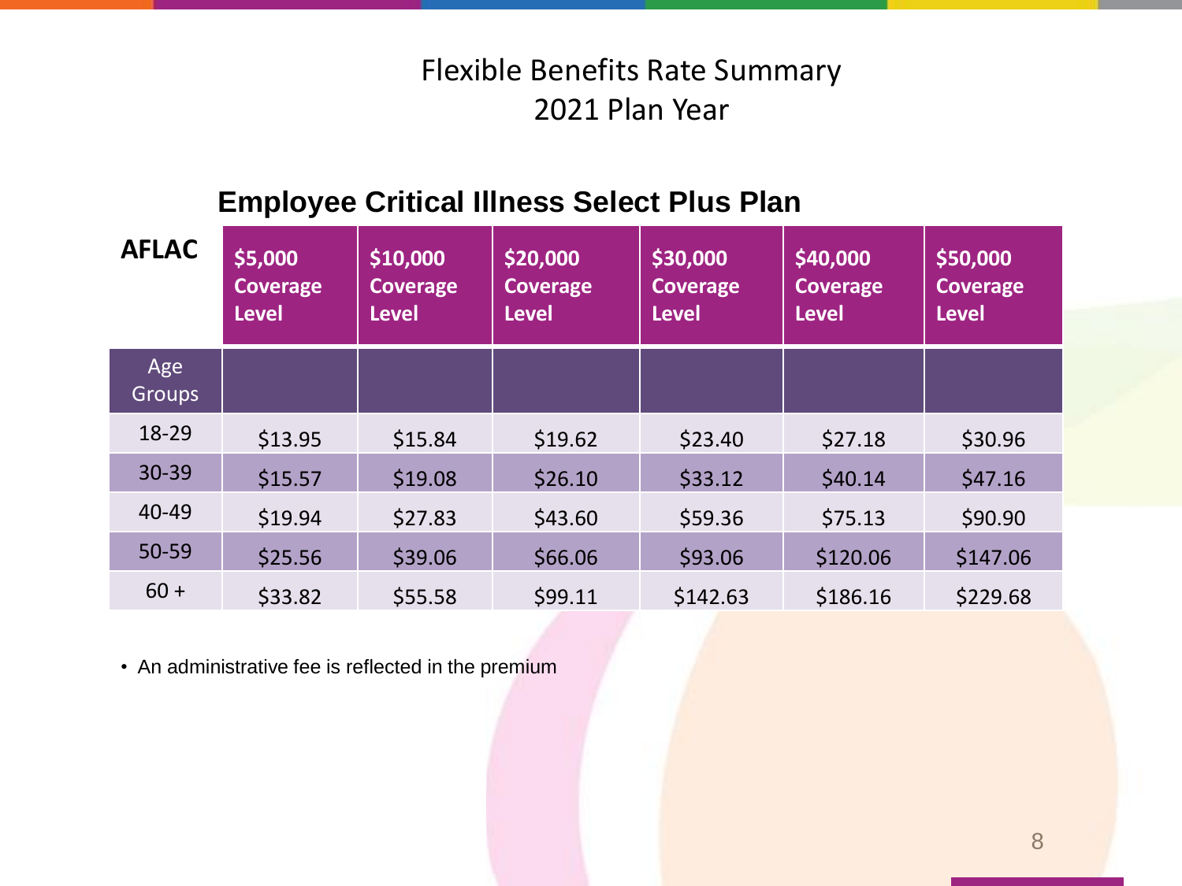# Flexible Benefits Rate Summary
# 2021 Plan Year

## Employee Critical Illness Select Plus Plan

| AFLAC | $5,000 Coverage Level | $10,000 Coverage Level | $20,000 Coverage Level | $30,000 Coverage Level | $40,000 Coverage Level | $50,000 Coverage Level |
|---|---|---|---|---|---|---|
| Age Groups | | | | | | |
| 18-29 | $13.95 | $15.84 | $19.62 | $23.40 | $27.18 | $30.96 |
| 30-39 | $15.57 | $19.08 | $26.10 | $33.12 | $40.14 | $47.16 |
| 40-49 | $19.94 | $27.83 | $43.60 | $59.36 | $75.13 | $90.90 |
| 50-59 | $25.56 | $39.06 | $66.06 | $93.06 | $120.06 | $147.06 |
| 60 + | $33.82 | $55.58 | $99.11 | $142.63 | $186.16 | $229.68 |

- An administrative fee is reflected in the premium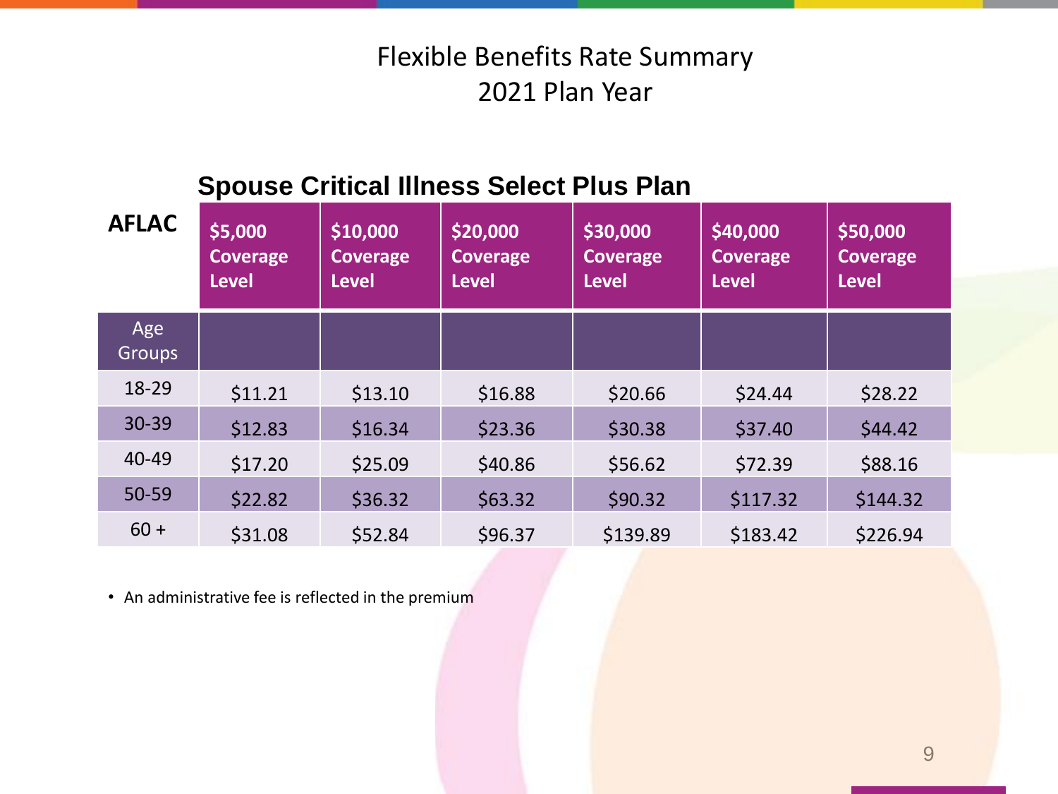# Flexible Benefits Rate Summary
# 2021 Plan Year

## Spouse Critical Illness Select Plus Plan

| AFLAC | $5,000 Coverage Level | $10,000 Coverage Level | $20,000 Coverage Level | $30,000 Coverage Level | $40,000 Coverage Level | $50,000 Coverage Level |
|---|---|---|---|---|---|---|
| Age Groups | | | | | | |
| 18-29 | $11.21 | $13.10 | $16.88 | $20.66 | $24.44 | $28.22 |
| 30-39 | $12.83 | $16.34 | $23.36 | $30.38 | $37.40 | $44.42 |
| 40-49 | $17.20 | $25.09 | $40.86 | $56.62 | $72.39 | $88.16 |
| 50-59 | $22.82 | $36.32 | $63.32 | $90.32 | $117.32 | $144.32 |
| 60 + | $31.08 | $52.84 | $96.37 | $139.89 | $183.42 | $226.94 |

- An administrative fee is reflected in the premium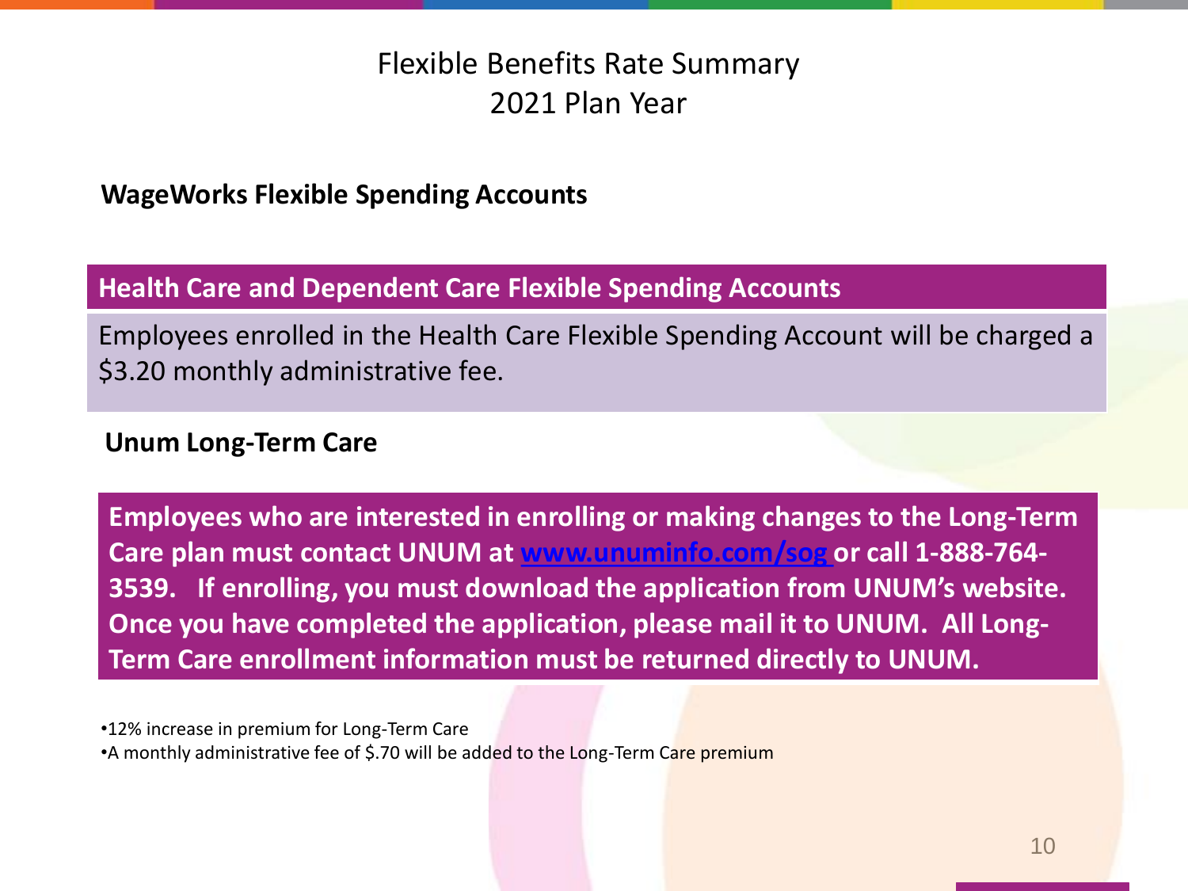# Flexible Benefits Rate Summary
# 2021 Plan Year

**WageWorks Flexible Spending Accounts**

| **Health Care and Dependent Care Flexible Spending Accounts** |
| --- |
| Employees enrolled in the Health Care Flexible Spending Account will be charged a $3.20 monthly administrative fee. |

**Unum Long-Term Care**

**Employees who are interested in enrolling or making changes to the Long-Term Care plan must contact UNUM at [www.unuminfo.com/sog](www.unuminfo.com/sog) or call 1-888-764-3539. If enrolling, you must download the application from UNUM's website. Once you have completed the application, please mail it to UNUM. All Long-Term Care enrollment information must be returned directly to UNUM.**

- 12% increase in premium for Long-Term Care
- A monthly administrative fee of $.70 will be added to the Long-Term Care premium